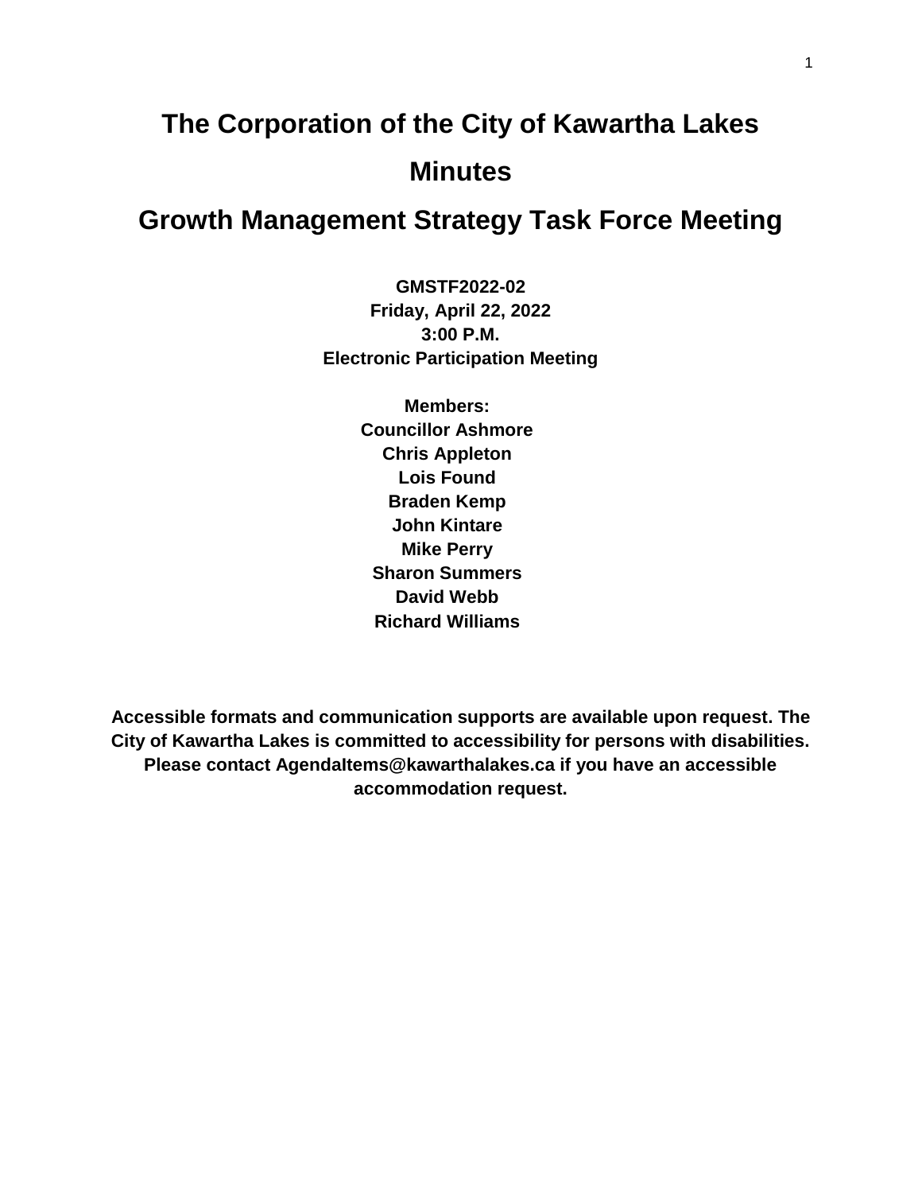# The Corporation of the City of Kawartha Lakes

# Minutes

# Growth Management Strategy Task Force Meeting

**GMSTF2022-02**
**Friday, April 22, 2022**
**3:00 P.M.**
**Electronic Participation Meeting**

**Members:**
**Councillor Ashmore**
**Chris Appleton**
**Lois Found**
**Braden Kemp**
**John Kintare**
**Mike Perry**
**Sharon Summers**
**David Webb**
**Richard Williams**

**Accessible formats and communication supports are available upon request. The City of Kawartha Lakes is committed to accessibility for persons with disabilities. Please contact AgendaItems@kawarthalakes.ca if you have an accessible accommodation request.**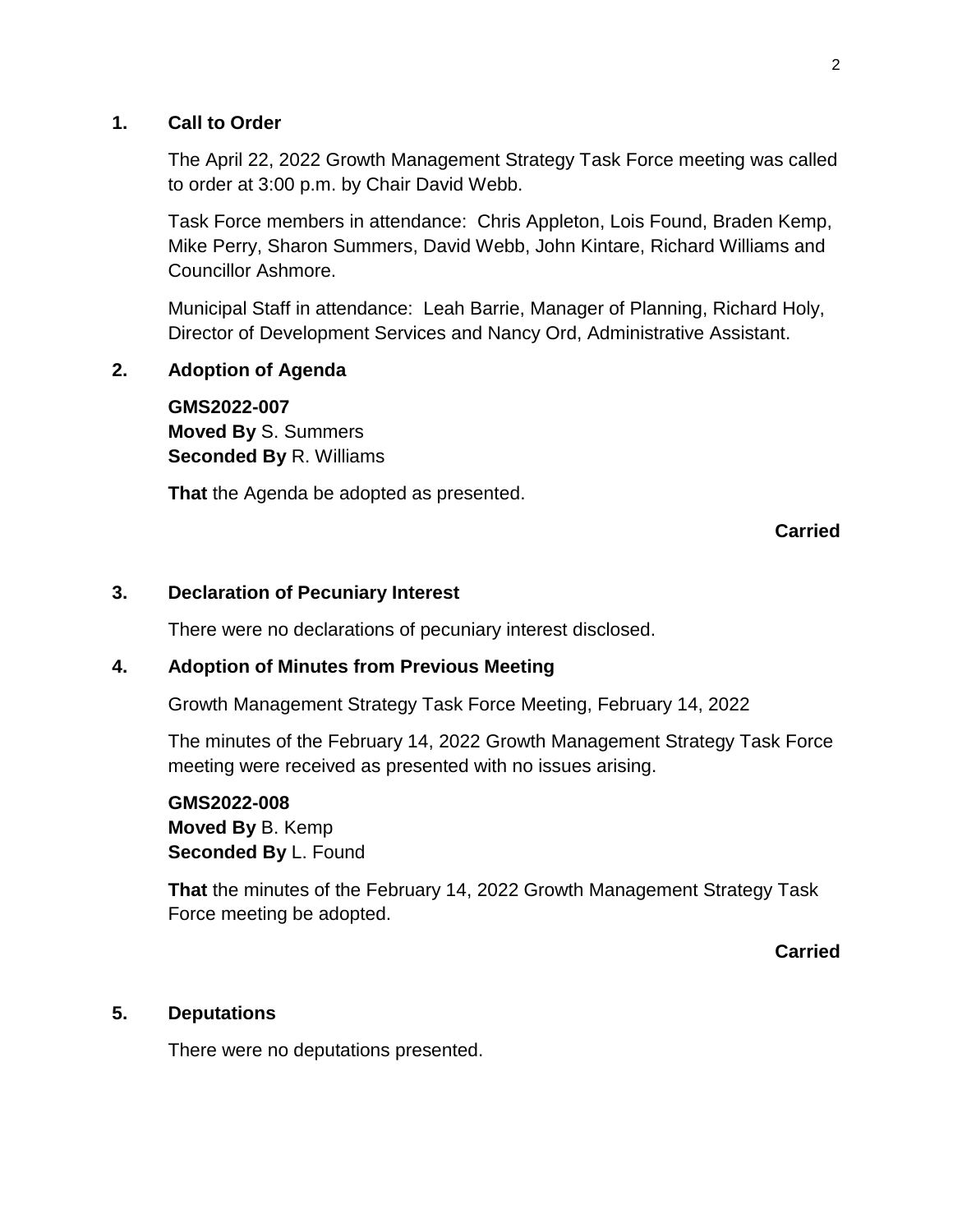## 1. Call to Order

The April 22, 2022 Growth Management Strategy Task Force meeting was called to order at 3:00 p.m. by Chair David Webb.

Task Force members in attendance: Chris Appleton, Lois Found, Braden Kemp, Mike Perry, Sharon Summers, David Webb, John Kintare, Richard Williams and Councillor Ashmore.

Municipal Staff in attendance: Leah Barrie, Manager of Planning, Richard Holy, Director of Development Services and Nancy Ord, Administrative Assistant.

## 2. Adoption of Agenda

**GMS2022-007**
**Moved By** S. Summers
**Seconded By** R. Williams

**That** the Agenda be adopted as presented.

**Carried**

## 3. Declaration of Pecuniary Interest

There were no declarations of pecuniary interest disclosed.

## 4. Adoption of Minutes from Previous Meeting

Growth Management Strategy Task Force Meeting, February 14, 2022

The minutes of the February 14, 2022 Growth Management Strategy Task Force meeting were received as presented with no issues arising.

**GMS2022-008**
**Moved By** B. Kemp
**Seconded By** L. Found

**That** the minutes of the February 14, 2022 Growth Management Strategy Task Force meeting be adopted.

**Carried**

## 5. Deputations

There were no deputations presented.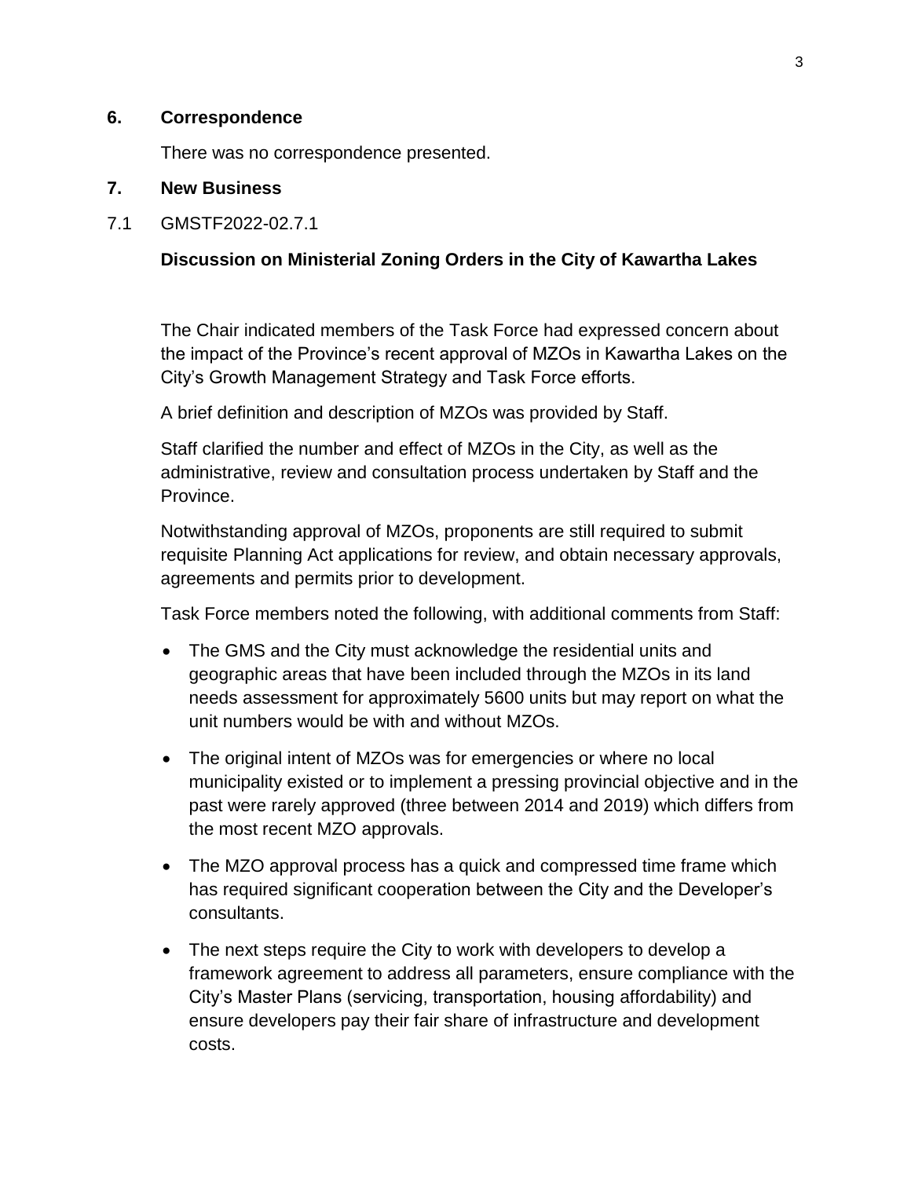## 6. Correspondence

There was no correspondence presented.

## 7. New Business

7.1 GMSTF2022-02.7.1

### Discussion on Ministerial Zoning Orders in the City of Kawartha Lakes

The Chair indicated members of the Task Force had expressed concern about the impact of the Province's recent approval of MZOs in Kawartha Lakes on the City's Growth Management Strategy and Task Force efforts.

A brief definition and description of MZOs was provided by Staff.

Staff clarified the number and effect of MZOs in the City, as well as the administrative, review and consultation process undertaken by Staff and the Province.

Notwithstanding approval of MZOs, proponents are still required to submit requisite Planning Act applications for review, and obtain necessary approvals, agreements and permits prior to development.

Task Force members noted the following, with additional comments from Staff:

- The GMS and the City must acknowledge the residential units and geographic areas that have been included through the MZOs in its land needs assessment for approximately 5600 units but may report on what the unit numbers would be with and without MZOs.
- The original intent of MZOs was for emergencies or where no local municipality existed or to implement a pressing provincial objective and in the past were rarely approved (three between 2014 and 2019) which differs from the most recent MZO approvals.
- The MZO approval process has a quick and compressed time frame which has required significant cooperation between the City and the Developer's consultants.
- The next steps require the City to work with developers to develop a framework agreement to address all parameters, ensure compliance with the City's Master Plans (servicing, transportation, housing affordability) and ensure developers pay their fair share of infrastructure and development costs.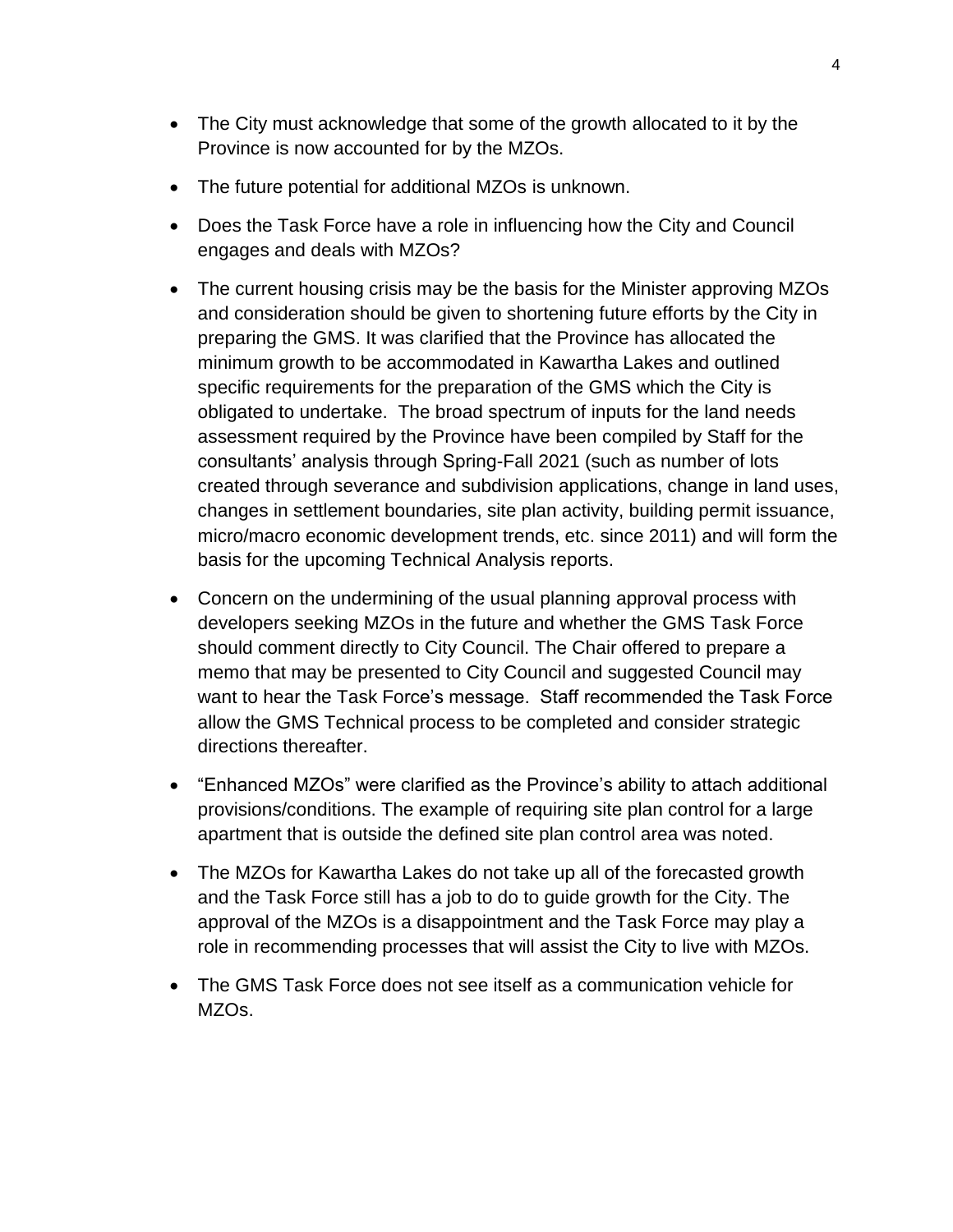- The City must acknowledge that some of the growth allocated to it by the Province is now accounted for by the MZOs.
- The future potential for additional MZOs is unknown.
- Does the Task Force have a role in influencing how the City and Council engages and deals with MZOs?
- The current housing crisis may be the basis for the Minister approving MZOs and consideration should be given to shortening future efforts by the City in preparing the GMS. It was clarified that the Province has allocated the minimum growth to be accommodated in Kawartha Lakes and outlined specific requirements for the preparation of the GMS which the City is obligated to undertake. The broad spectrum of inputs for the land needs assessment required by the Province have been compiled by Staff for the consultants' analysis through Spring-Fall 2021 (such as number of lots created through severance and subdivision applications, change in land uses, changes in settlement boundaries, site plan activity, building permit issuance, micro/macro economic development trends, etc. since 2011) and will form the basis for the upcoming Technical Analysis reports.
- Concern on the undermining of the usual planning approval process with developers seeking MZOs in the future and whether the GMS Task Force should comment directly to City Council. The Chair offered to prepare a memo that may be presented to City Council and suggested Council may want to hear the Task Force's message. Staff recommended the Task Force allow the GMS Technical process to be completed and consider strategic directions thereafter.
- "Enhanced MZOs" were clarified as the Province's ability to attach additional provisions/conditions. The example of requiring site plan control for a large apartment that is outside the defined site plan control area was noted.
- The MZOs for Kawartha Lakes do not take up all of the forecasted growth and the Task Force still has a job to do to guide growth for the City. The approval of the MZOs is a disappointment and the Task Force may play a role in recommending processes that will assist the City to live with MZOs.
- The GMS Task Force does not see itself as a communication vehicle for MZOs.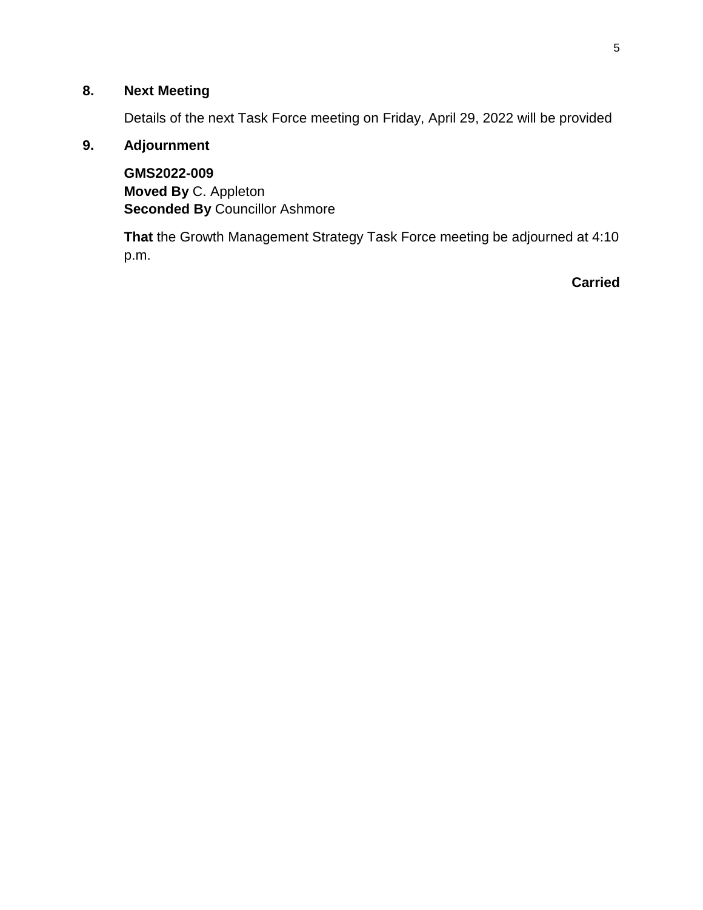## 8. Next Meeting

Details of the next Task Force meeting on Friday, April 29, 2022 will be provided

## 9. Adjournment

**GMS2022-009**
**Moved By** C. Appleton
**Seconded By** Councillor Ashmore

**That** the Growth Management Strategy Task Force meeting be adjourned at 4:10 p.m.

**Carried**